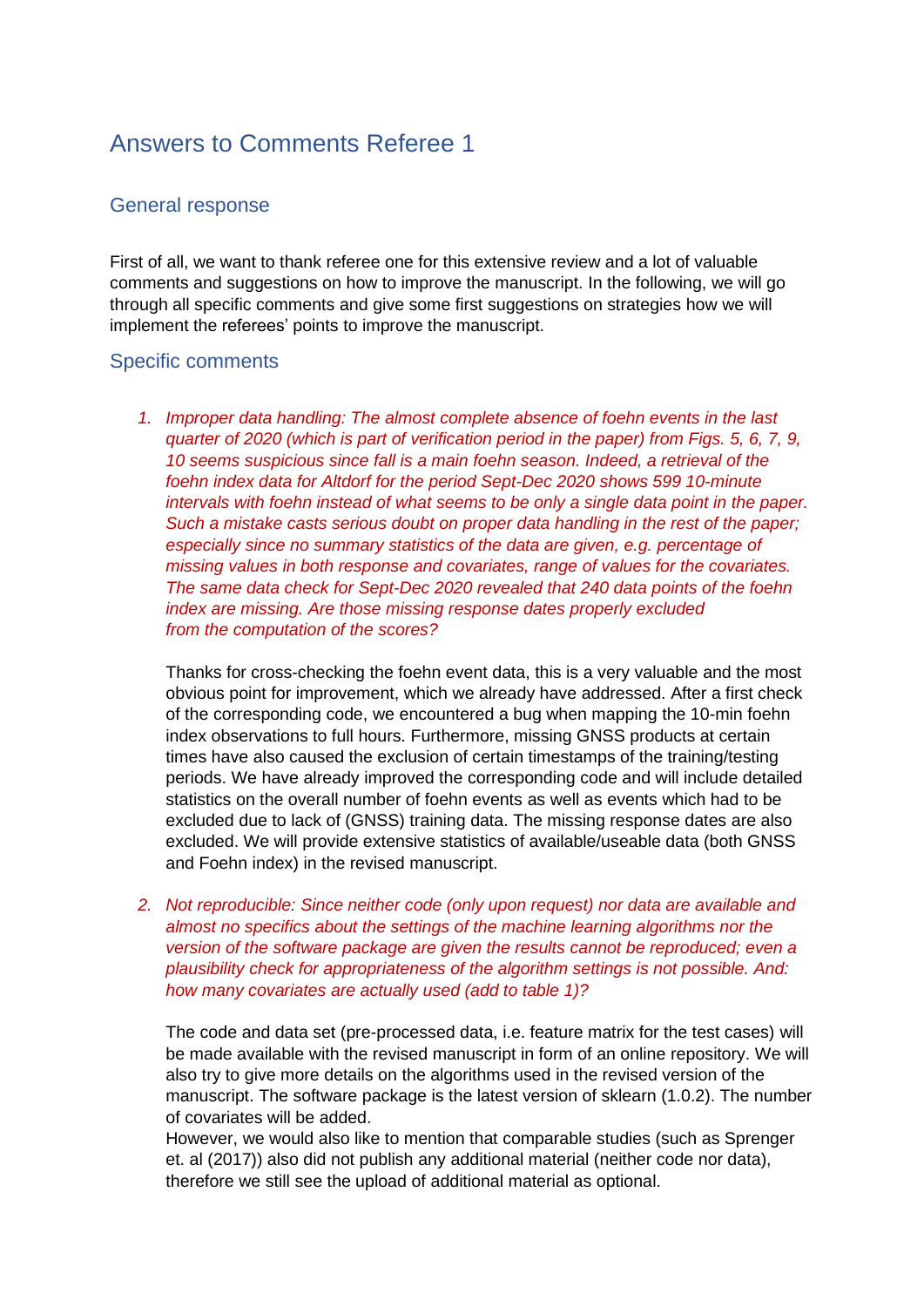# Answers to Comments Referee 1

## General response

First of all, we want to thank referee one for this extensive review and a lot of valuable comments and suggestions on how to improve the manuscript. In the following, we will go through all specific comments and give some first suggestions on strategies how we will implement the referees' points to improve the manuscript.

## Specific comments

1. *Improper data handling: The almost complete absence of foehn events in the last quarter of 2020 (which is part of verification period in the paper) from Figs. 5, 6, 7, 9, 10 seems suspicious since fall is a main foehn season. Indeed, a retrieval of the foehn index data for Altdorf for the period Sept-Dec 2020 shows 599 10-minute intervals with foehn instead of what seems to be only a single data point in the paper. Such a mistake casts serious doubt on proper data handling in the rest of the paper; especially since no summary statistics of the data are given, e.g. percentage of missing values in both response and covariates, range of values for the covariates. The same data check for Sept-Dec 2020 revealed that 240 data points of the foehn index are missing. Are those missing response dates properly excluded from the computation of the scores?*

   Thanks for cross-checking the foehn event data, this is a very valuable and the most obvious point for improvement, which we already have addressed. After a first check of the corresponding code, we encountered a bug when mapping the 10-min foehn index observations to full hours. Furthermore, missing GNSS products at certain times have also caused the exclusion of certain timestamps of the training/testing periods. We have already improved the corresponding code and will include detailed statistics on the overall number of foehn events as well as events which had to be excluded due to lack of (GNSS) training data. The missing response dates are also excluded. We will provide extensive statistics of available/useable data (both GNSS and Foehn index) in the revised manuscript.

2. *Not reproducible: Since neither code (only upon request) nor data are available and almost no specifics about the settings of the machine learning algorithms nor the version of the software package are given the results cannot be reproduced; even a plausibility check for appropriateness of the algorithm settings is not possible. And: how many covariates are actually used (add to table 1)?*

   The code and data set (pre-processed data, i.e. feature matrix for the test cases) will be made available with the revised manuscript in form of an online repository. We will also try to give more details on the algorithms used in the revised version of the manuscript. The software package is the latest version of sklearn (1.0.2). The number of covariates will be added.
   However, we would also like to mention that comparable studies (such as Sprenger et. al (2017)) also did not publish any additional material (neither code nor data), therefore we still see the upload of additional material as optional.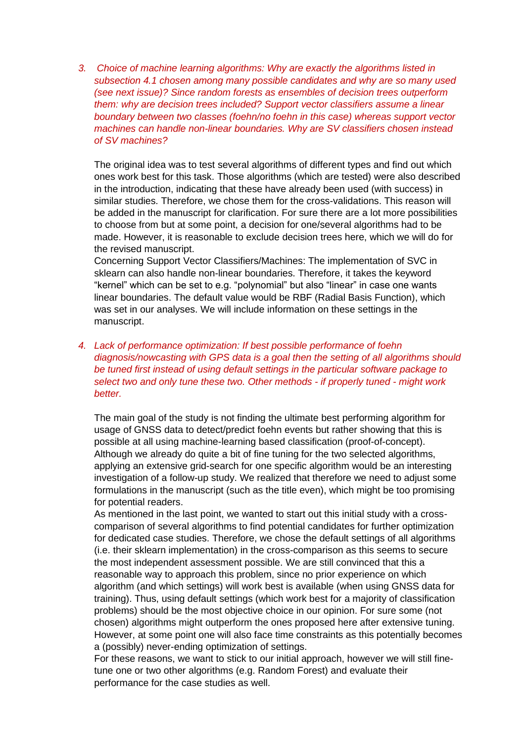3. *Choice of machine learning algorithms: Why are exactly the algorithms listed in subsection 4.1 chosen among many possible candidates and why are so many used (see next issue)? Since random forests as ensembles of decision trees outperform them: why are decision trees included? Support vector classifiers assume a linear boundary between two classes (foehn/no foehn in this case) whereas support vector machines can handle non-linear boundaries. Why are SV classifiers chosen instead of SV machines?*

   The original idea was to test several algorithms of different types and find out which ones work best for this task. Those algorithms (which are tested) were also described in the introduction, indicating that these have already been used (with success) in similar studies. Therefore, we chose them for the cross-validations. This reason will be added in the manuscript for clarification. For sure there are a lot more possibilities to choose from but at some point, a decision for one/several algorithms had to be made. However, it is reasonable to exclude decision trees here, which we will do for the revised manuscript.
   Concerning Support Vector Classifiers/Machines: The implementation of SVC in sklearn can also handle non-linear boundaries. Therefore, it takes the keyword "kernel" which can be set to e.g. "polynomial" but also "linear" in case one wants linear boundaries. The default value would be RBF (Radial Basis Function), which was set in our analyses. We will include information on these settings in the manuscript.

4. *Lack of performance optimization: If best possible performance of foehn diagnosis/nowcasting with GPS data is a goal then the setting of all algorithms should be tuned first instead of using default settings in the particular software package to select two and only tune these two. Other methods - if properly tuned - might work better.*

   The main goal of the study is not finding the ultimate best performing algorithm for usage of GNSS data to detect/predict foehn events but rather showing that this is possible at all using machine-learning based classification (proof-of-concept). Although we already do quite a bit of fine tuning for the two selected algorithms, applying an extensive grid-search for one specific algorithm would be an interesting investigation of a follow-up study. We realized that therefore we need to adjust some formulations in the manuscript (such as the title even), which might be too promising for potential readers.
   As mentioned in the last point, we wanted to start out this initial study with a cross-comparison of several algorithms to find potential candidates for further optimization for dedicated case studies. Therefore, we chose the default settings of all algorithms (i.e. their sklearn implementation) in the cross-comparison as this seems to secure the most independent assessment possible. We are still convinced that this a reasonable way to approach this problem, since no prior experience on which algorithm (and which settings) will work best is available (when using GNSS data for training). Thus, using default settings (which work best for a majority of classification problems) should be the most objective choice in our opinion. For sure some (not chosen) algorithms might outperform the ones proposed here after extensive tuning. However, at some point one will also face time constraints as this potentially becomes a (possibly) never-ending optimization of settings.
   For these reasons, we want to stick to our initial approach, however we will still fine-tune one or two other algorithms (e.g. Random Forest) and evaluate their performance for the case studies as well.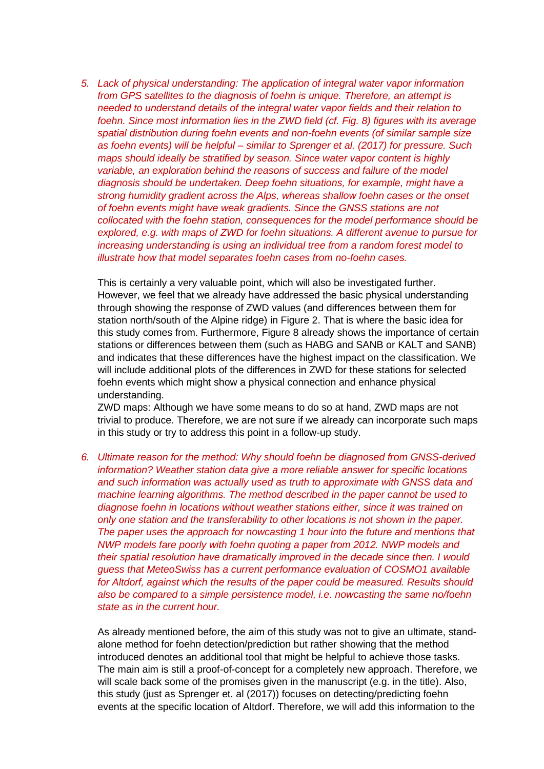5. *Lack of physical understanding: The application of integral water vapor information from GPS satellites to the diagnosis of foehn is unique. Therefore, an attempt is needed to understand details of the integral water vapor fields and their relation to foehn. Since most information lies in the ZWD field (cf. Fig. 8) figures with its average spatial distribution during foehn events and non-foehn events (of similar sample size as foehn events) will be helpful – similar to Sprenger et al. (2017) for pressure. Such maps should ideally be stratified by season. Since water vapor content is highly variable, an exploration behind the reasons of success and failure of the model diagnosis should be undertaken. Deep foehn situations, for example, might have a strong humidity gradient across the Alps, whereas shallow foehn cases or the onset of foehn events might have weak gradients. Since the GNSS stations are not collocated with the foehn station, consequences for the model performance should be explored, e.g. with maps of ZWD for foehn situations. A different avenue to pursue for increasing understanding is using an individual tree from a random forest model to illustrate how that model separates foehn cases from no-foehn cases.*

   This is certainly a very valuable point, which will also be investigated further. However, we feel that we already have addressed the basic physical understanding through showing the response of ZWD values (and differences between them for station north/south of the Alpine ridge) in Figure 2. That is where the basic idea for this study comes from. Furthermore, Figure 8 already shows the importance of certain stations or differences between them (such as HABG and SANB or KALT and SANB) and indicates that these differences have the highest impact on the classification. We will include additional plots of the differences in ZWD for these stations for selected foehn events which might show a physical connection and enhance physical understanding.
   ZWD maps: Although we have some means to do so at hand, ZWD maps are not trivial to produce. Therefore, we are not sure if we already can incorporate such maps in this study or try to address this point in a follow-up study.

6. *Ultimate reason for the method: Why should foehn be diagnosed from GNSS-derived information? Weather station data give a more reliable answer for specific locations and such information was actually used as truth to approximate with GNSS data and machine learning algorithms. The method described in the paper cannot be used to diagnose foehn in locations without weather stations either, since it was trained on only one station and the transferability to other locations is not shown in the paper. The paper uses the approach for nowcasting 1 hour into the future and mentions that NWP models fare poorly with foehn quoting a paper from 2012. NWP models and their spatial resolution have dramatically improved in the decade since then. I would guess that MeteoSwiss has a current performance evaluation of COSMO1 available for Altdorf, against which the results of the paper could be measured. Results should also be compared to a simple persistence model, i.e. nowcasting the same no/foehn state as in the current hour.*

   As already mentioned before, the aim of this study was not to give an ultimate, stand-alone method for foehn detection/prediction but rather showing that the method introduced denotes an additional tool that might be helpful to achieve those tasks. The main aim is still a proof-of-concept for a completely new approach. Therefore, we will scale back some of the promises given in the manuscript (e.g. in the title). Also, this study (just as Sprenger et. al (2017)) focuses on detecting/predicting foehn events at the specific location of Altdorf. Therefore, we will add this information to the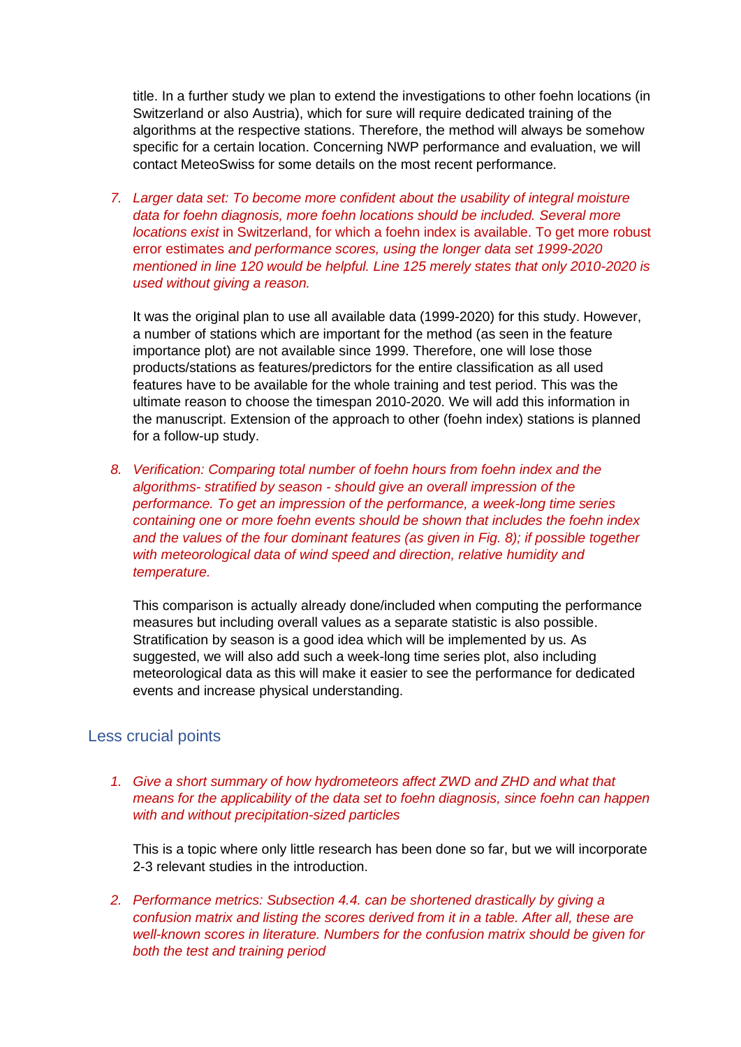title. In a further study we plan to extend the investigations to other foehn locations (in Switzerland or also Austria), which for sure will require dedicated training of the algorithms at the respective stations. Therefore, the method will always be somehow specific for a certain location. Concerning NWP performance and evaluation, we will contact MeteoSwiss for some details on the most recent performance.

7. *Larger data set: To become more confident about the usability of integral moisture data for foehn diagnosis, more foehn locations should be included. Several more locations exist* in Switzerland, for which a foehn index is available. To get more robust error estimates *and performance scores, using the longer data set 1999-2020 mentioned in line 120 would be helpful. Line 125 merely states that only 2010-2020 is used without giving a reason.*

   It was the original plan to use all available data (1999-2020) for this study. However, a number of stations which are important for the method (as seen in the feature importance plot) are not available since 1999. Therefore, one will lose those products/stations as features/predictors for the entire classification as all used features have to be available for the whole training and test period. This was the ultimate reason to choose the timespan 2010-2020. We will add this information in the manuscript. Extension of the approach to other (foehn index) stations is planned for a follow-up study.

8. *Verification: Comparing total number of foehn hours from foehn index and the algorithms- stratified by season - should give an overall impression of the performance. To get an impression of the performance, a week-long time series containing one or more foehn events should be shown that includes the foehn index and the values of the four dominant features (as given in Fig. 8); if possible together with meteorological data of wind speed and direction, relative humidity and temperature.*

   This comparison is actually already done/included when computing the performance measures but including overall values as a separate statistic is also possible. Stratification by season is a good idea which will be implemented by us. As suggested, we will also add such a week-long time series plot, also including meteorological data as this will make it easier to see the performance for dedicated events and increase physical understanding.

## Less crucial points

1. *Give a short summary of how hydrometeors affect ZWD and ZHD and what that means for the applicability of the data set to foehn diagnosis, since foehn can happen with and without precipitation-sized particles*

   This is a topic where only little research has been done so far, but we will incorporate 2-3 relevant studies in the introduction.

2. *Performance metrics: Subsection 4.4. can be shortened drastically by giving a confusion matrix and listing the scores derived from it in a table. After all, these are well-known scores in literature. Numbers for the confusion matrix should be given for both the test and training period*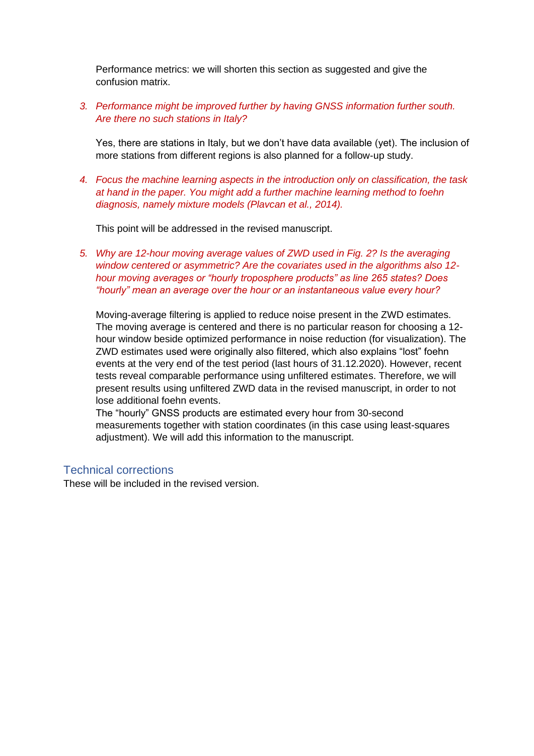Performance metrics: we will shorten this section as suggested and give the confusion matrix.

3. *Performance might be improved further by having GNSS information further south. Are there no such stations in Italy?*

   Yes, there are stations in Italy, but we don't have data available (yet). The inclusion of more stations from different regions is also planned for a follow-up study.

4. *Focus the machine learning aspects in the introduction only on classification, the task at hand in the paper. You might add a further machine learning method to foehn diagnosis, namely mixture models (Plavcan et al., 2014).*

   This point will be addressed in the revised manuscript.

5. *Why are 12-hour moving average values of ZWD used in Fig. 2? Is the averaging window centered or asymmetric? Are the covariates used in the algorithms also 12-hour moving averages or "hourly troposphere products" as line 265 states? Does "hourly" mean an average over the hour or an instantaneous value every hour?*

   Moving-average filtering is applied to reduce noise present in the ZWD estimates. The moving average is centered and there is no particular reason for choosing a 12-hour window beside optimized performance in noise reduction (for visualization). The ZWD estimates used were originally also filtered, which also explains "lost" foehn events at the very end of the test period (last hours of 31.12.2020). However, recent tests reveal comparable performance using unfiltered estimates. Therefore, we will present results using unfiltered ZWD data in the revised manuscript, in order to not lose additional foehn events.
   The "hourly" GNSS products are estimated every hour from 30-second measurements together with station coordinates (in this case using least-squares adjustment). We will add this information to the manuscript.

## Technical corrections

These will be included in the revised version.